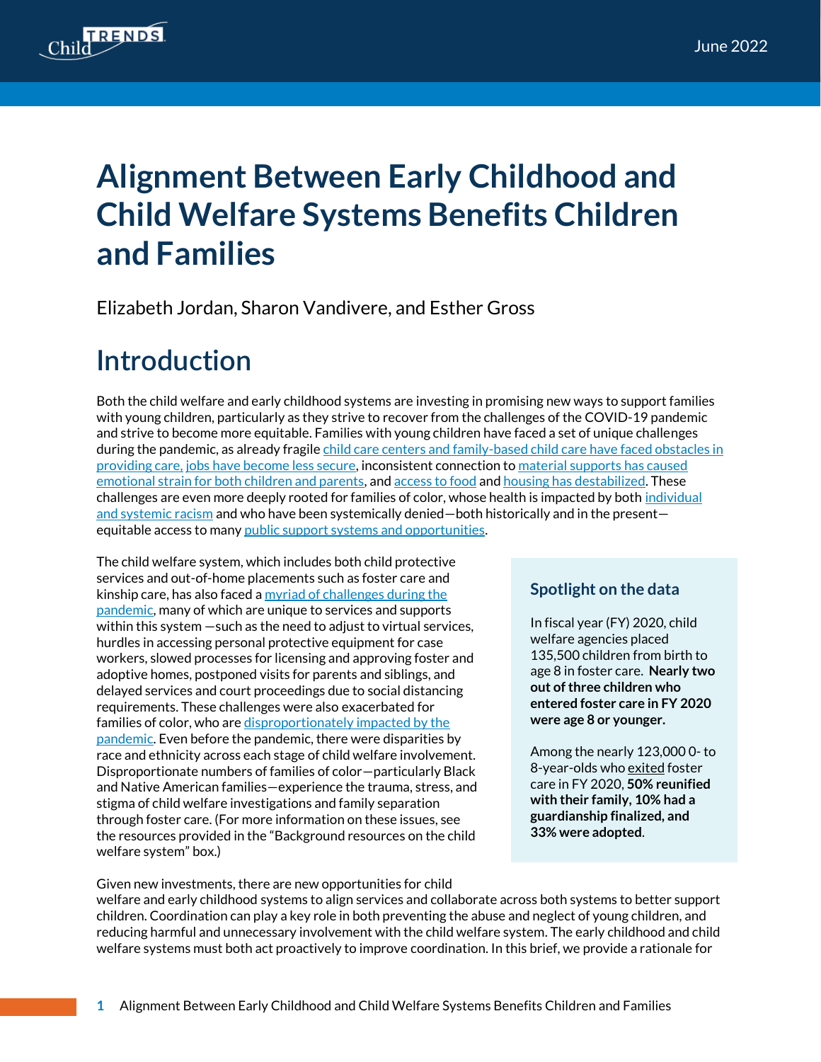June 2022

# Alignment Between Early Childhood and Child Welfare Systems Benefits Children and Families

Elizabeth Jordan, Sharon Vandivere, and Esther Gross

## Introduction

Both the child welfare and early childhood systems are investing in promising new ways to support families with young children, particularly as they strive to recover from the challenges of the COVID-19 pandemic and strive to become more equitable. Families with young children have faced a set of unique challenges during the pandemic, as already fragile child care centers and family-based child care have faced obstacles in providing care, jobs have become less secure, inconsistent connection to material supports has caused emotional strain for both children and parents, and access to food and housing has destabilized. These challenges are even more deeply rooted for families of color, whose health is impacted by both individual and systemic racism and who have been systemically denied—both historically and in the present—equitable access to many public support systems and opportunities.

The child welfare system, which includes both child protective services and out-of-home placements such as foster care and kinship care, has also faced a myriad of challenges during the pandemic, many of which are unique to services and supports within this system —such as the need to adjust to virtual services, hurdles in accessing personal protective equipment for case workers, slowed processes for licensing and approving foster and adoptive homes, postponed visits for parents and siblings, and delayed services and court proceedings due to social distancing requirements. These challenges were also exacerbated for families of color, who are disproportionately impacted by the pandemic. Even before the pandemic, there were disparities by race and ethnicity across each stage of child welfare involvement. Disproportionate numbers of families of color—particularly Black and Native American families—experience the trauma, stress, and stigma of child welfare investigations and family separation through foster care. (For more information on these issues, see the resources provided in the "Background resources on the child welfare system" box.)

### Spotlight on the data

In fiscal year (FY) 2020, child welfare agencies placed 135,500 children from birth to age 8 in foster care. **Nearly two out of three children who entered foster care in FY 2020 were age 8 or younger.**

Among the nearly 123,000 0- to 8-year-olds who exited foster care in FY 2020, **50% reunified with their family, 10% had a guardianship finalized, and 33% were adopted**.

Given new investments, there are new opportunities for child welfare and early childhood systems to align services and collaborate across both systems to better support children. Coordination can play a key role in both preventing the abuse and neglect of young children, and reducing harmful and unnecessary involvement with the child welfare system. The early childhood and child welfare systems must both act proactively to improve coordination. In this brief, we provide a rationale for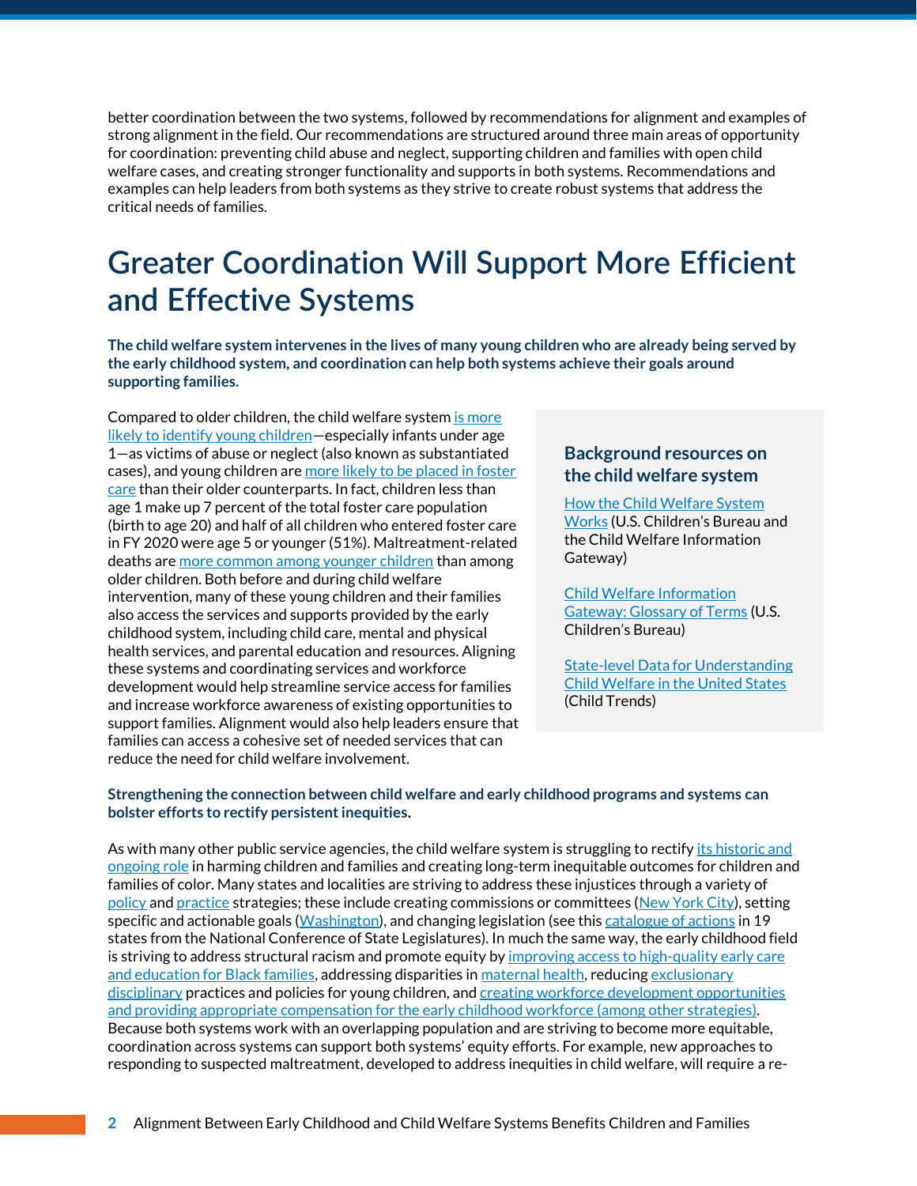better coordination between the two systems, followed by recommendations for alignment and examples of strong alignment in the field. Our recommendations are structured around three main areas of opportunity for coordination: preventing child abuse and neglect, supporting children and families with open child welfare cases, and creating stronger functionality and supports in both systems. Recommendations and examples can help leaders from both systems as they strive to create robust systems that address the critical needs of families.

# Greater Coordination Will Support More Efficient and Effective Systems

**The child welfare system intervenes in the lives of many young children who are already being served by the early childhood system, and coordination can help both systems achieve their goals around supporting families.**

Compared to older children, the child welfare system is more likely to identify young children—especially infants under age 1—as victims of abuse or neglect (also known as substantiated cases), and young children are more likely to be placed in foster care than their older counterparts. In fact, children less than age 1 make up 7 percent of the total foster care population (birth to age 20) and half of all children who entered foster care in FY 2020 were age 5 or younger (51%). Maltreatment-related deaths are more common among younger children than among older children. Both before and during child welfare intervention, many of these young children and their families also access the services and supports provided by the early childhood system, including child care, mental and physical health services, and parental education and resources. Aligning these systems and coordinating services and workforce development would help streamline service access for families and increase workforce awareness of existing opportunities to support families. Alignment would also help leaders ensure that families can access a cohesive set of needed services that can reduce the need for child welfare involvement.

### Background resources on the child welfare system

How the Child Welfare System Works (U.S. Children's Bureau and the Child Welfare Information Gateway)

Child Welfare Information Gateway: Glossary of Terms (U.S. Children's Bureau)

State-level Data for Understanding Child Welfare in the United States (Child Trends)

**Strengthening the connection between child welfare and early childhood programs and systems can bolster efforts to rectify persistent inequities.**

As with many other public service agencies, the child welfare system is struggling to rectify its historic and ongoing role in harming children and families and creating long-term inequitable outcomes for children and families of color. Many states and localities are striving to address these injustices through a variety of policy and practice strategies; these include creating commissions or committees (New York City), setting specific and actionable goals (Washington), and changing legislation (see this catalogue of actions in 19 states from the National Conference of State Legislatures). In much the same way, the early childhood field is striving to address structural racism and promote equity by improving access to high-quality early care and education for Black families, addressing disparities in maternal health, reducing exclusionary disciplinary practices and policies for young children, and creating workforce development opportunities and providing appropriate compensation for the early childhood workforce (among other strategies). Because both systems work with an overlapping population and are striving to become more equitable, coordination across systems can support both systems' equity efforts. For example, new approaches to responding to suspected maltreatment, developed to address inequities in child welfare, will require a re-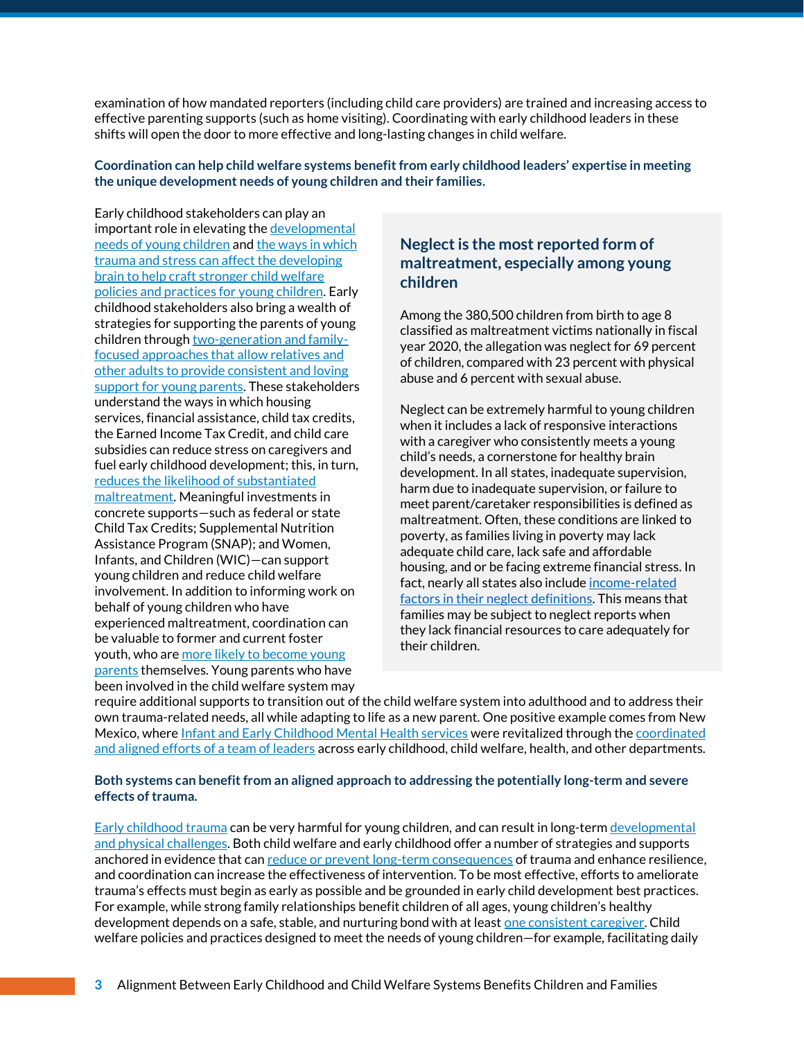examination of how mandated reporters (including child care providers) are trained and increasing access to effective parenting supports (such as home visiting). Coordinating with early childhood leaders in these shifts will open the door to more effective and long-lasting changes in child welfare.

**Coordination can help child welfare systems benefit from early childhood leaders' expertise in meeting the unique development needs of young children and their families.**

Early childhood stakeholders can play an important role in elevating the developmental needs of young children and the ways in which trauma and stress can affect the developing brain to help craft stronger child welfare policies and practices for young children. Early childhood stakeholders also bring a wealth of strategies for supporting the parents of young children through two-generation and family-focused approaches that allow relatives and other adults to provide consistent and loving support for young parents. These stakeholders understand the ways in which housing services, financial assistance, child tax credits, the Earned Income Tax Credit, and child care subsidies can reduce stress on caregivers and fuel early childhood development; this, in turn, reduces the likelihood of substantiated maltreatment. Meaningful investments in concrete supports—such as federal or state Child Tax Credits; Supplemental Nutrition Assistance Program (SNAP); and Women, Infants, and Children (WIC)—can support young children and reduce child welfare involvement. In addition to informing work on behalf of young children who have experienced maltreatment, coordination can be valuable to former and current foster youth, who are more likely to become young parents themselves. Young parents who have been involved in the child welfare system may require additional supports to transition out of the child welfare system into adulthood and to address their own trauma-related needs, all while adapting to life as a new parent. One positive example comes from New Mexico, where Infant and Early Childhood Mental Health services were revitalized through the coordinated and aligned efforts of a team of leaders across early childhood, child welfare, health, and other departments.

### Neglect is the most reported form of maltreatment, especially among young children

Among the 380,500 children from birth to age 8 classified as maltreatment victims nationally in fiscal year 2020, the allegation was neglect for 69 percent of children, compared with 23 percent with physical abuse and 6 percent with sexual abuse.

Neglect can be extremely harmful to young children when it includes a lack of responsive interactions with a caregiver who consistently meets a young child's needs, a cornerstone for healthy brain development. In all states, inadequate supervision, harm due to inadequate supervision, or failure to meet parent/caretaker responsibilities is defined as maltreatment. Often, these conditions are linked to poverty, as families living in poverty may lack adequate child care, lack safe and affordable housing, and or be facing extreme financial stress. In fact, nearly all states also include income-related factors in their neglect definitions. This means that families may be subject to neglect reports when they lack financial resources to care adequately for their children.

**Both systems can benefit from an aligned approach to addressing the potentially long-term and severe effects of trauma.**

Early childhood trauma can be very harmful for young children, and can result in long-term developmental and physical challenges. Both child welfare and early childhood offer a number of strategies and supports anchored in evidence that can reduce or prevent long-term consequences of trauma and enhance resilience, and coordination can increase the effectiveness of intervention. To be most effective, efforts to ameliorate trauma's effects must begin as early as possible and be grounded in early child development best practices. For example, while strong family relationships benefit children of all ages, young children's healthy development depends on a safe, stable, and nurturing bond with at least one consistent caregiver. Child welfare policies and practices designed to meet the needs of young children—for example, facilitating daily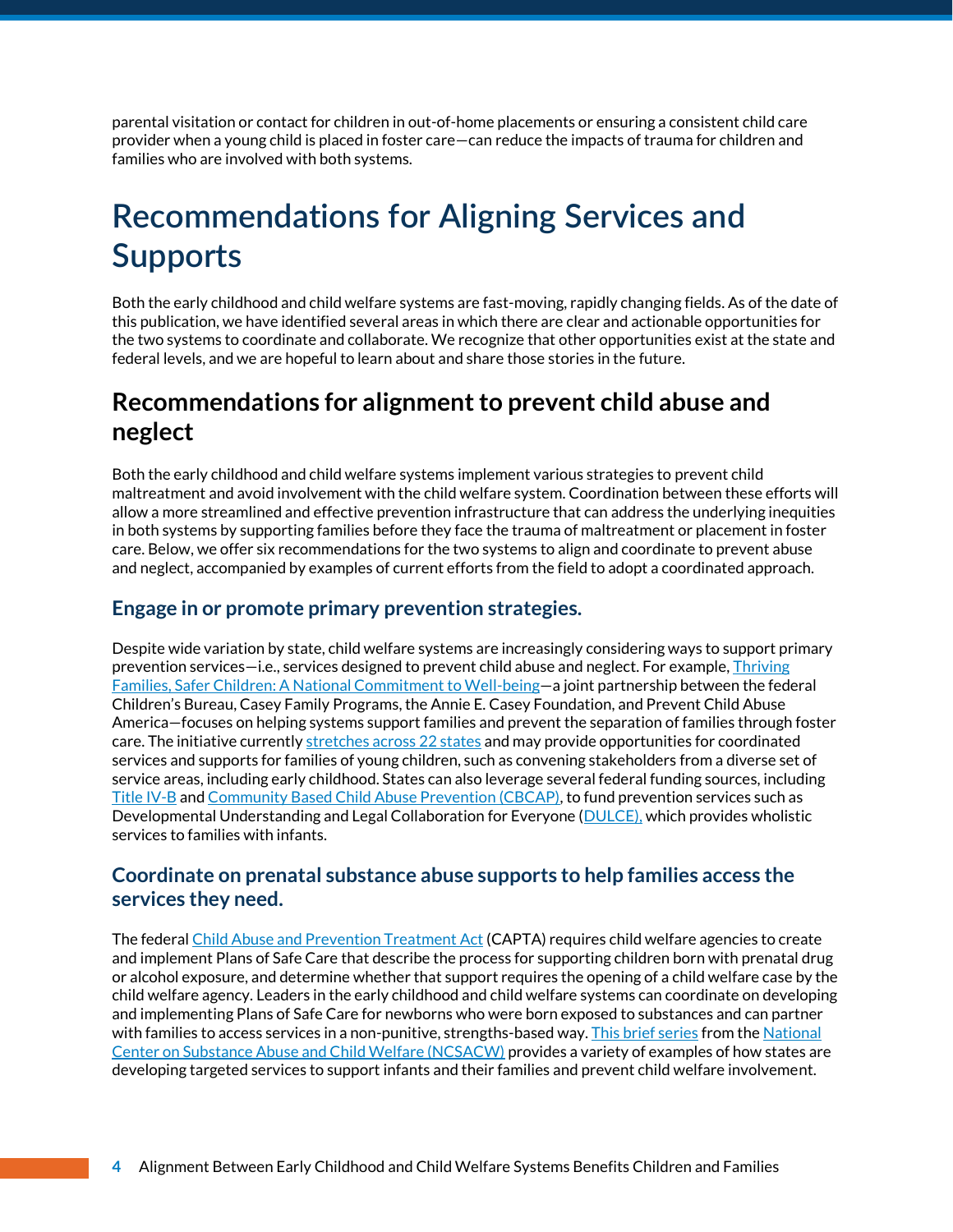parental visitation or contact for children in out-of-home placements or ensuring a consistent child care provider when a young child is placed in foster care—can reduce the impacts of trauma for children and families who are involved with both systems.

# Recommendations for Aligning Services and Supports

Both the early childhood and child welfare systems are fast-moving, rapidly changing fields. As of the date of this publication, we have identified several areas in which there are clear and actionable opportunities for the two systems to coordinate and collaborate. We recognize that other opportunities exist at the state and federal levels, and we are hopeful to learn about and share those stories in the future.

## Recommendations for alignment to prevent child abuse and neglect

Both the early childhood and child welfare systems implement various strategies to prevent child maltreatment and avoid involvement with the child welfare system. Coordination between these efforts will allow a more streamlined and effective prevention infrastructure that can address the underlying inequities in both systems by supporting families before they face the trauma of maltreatment or placement in foster care. Below, we offer six recommendations for the two systems to align and coordinate to prevent abuse and neglect, accompanied by examples of current efforts from the field to adopt a coordinated approach.

### Engage in or promote primary prevention strategies.

Despite wide variation by state, child welfare systems are increasingly considering ways to support primary prevention services—i.e., services designed to prevent child abuse and neglect. For example, Thriving Families, Safer Children: A National Commitment to Well-being—a joint partnership between the federal Children's Bureau, Casey Family Programs, the Annie E. Casey Foundation, and Prevent Child Abuse America—focuses on helping systems support families and prevent the separation of families through foster care. The initiative currently stretches across 22 states and may provide opportunities for coordinated services and supports for families of young children, such as convening stakeholders from a diverse set of service areas, including early childhood. States can also leverage several federal funding sources, including Title IV-B and Community Based Child Abuse Prevention (CBCAP), to fund prevention services such as Developmental Understanding and Legal Collaboration for Everyone (DULCE), which provides wholistic services to families with infants.

### Coordinate on prenatal substance abuse supports to help families access the services they need.

The federal Child Abuse and Prevention Treatment Act (CAPTA) requires child welfare agencies to create and implement Plans of Safe Care that describe the process for supporting children born with prenatal drug or alcohol exposure, and determine whether that support requires the opening of a child welfare case by the child welfare agency. Leaders in the early childhood and child welfare systems can coordinate on developing and implementing Plans of Safe Care for newborns who were born exposed to substances and can partner with families to access services in a non-punitive, strengths-based way. This brief series from the National Center on Substance Abuse and Child Welfare (NCSACW) provides a variety of examples of how states are developing targeted services to support infants and their families and prevent child welfare involvement.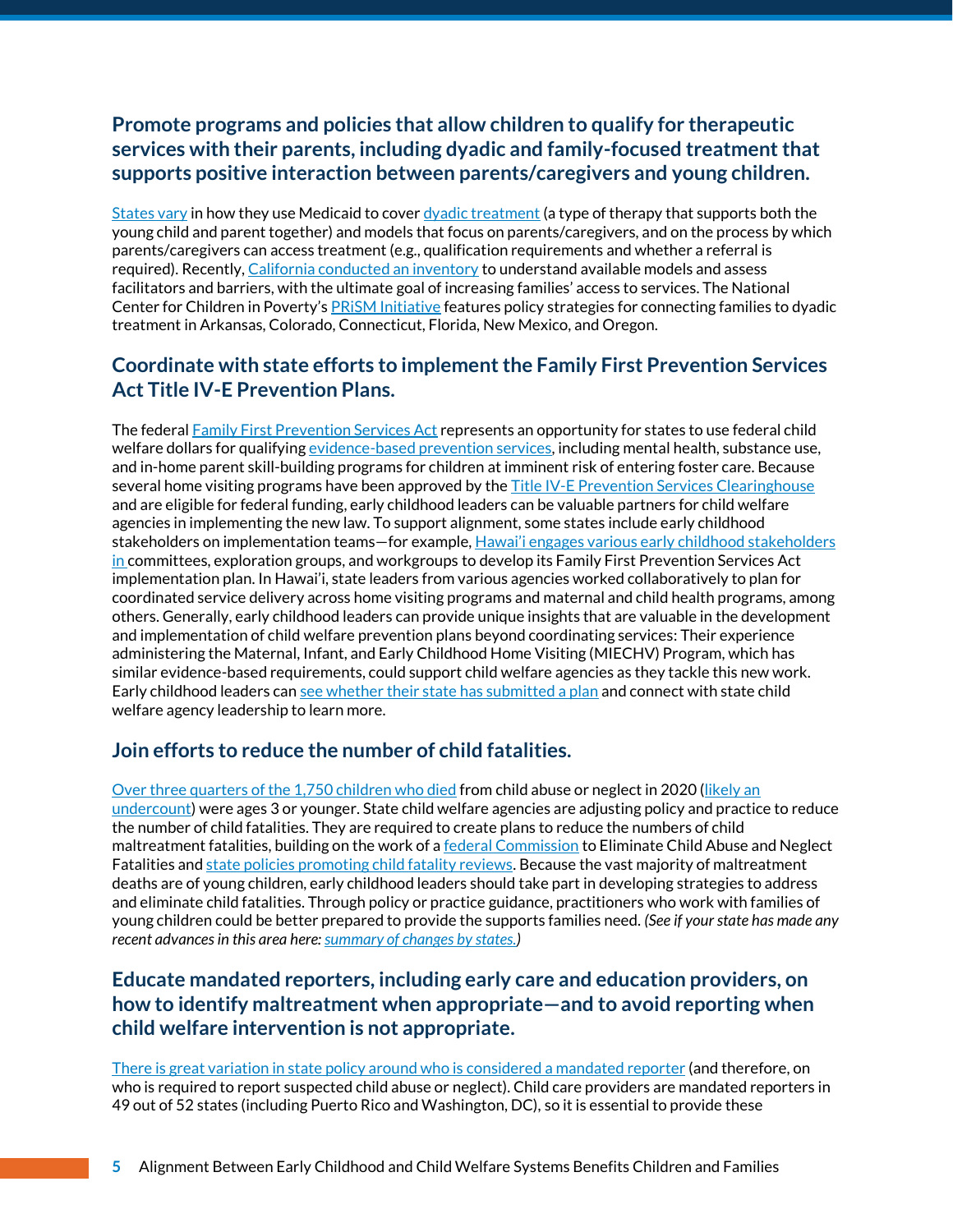### Promote programs and policies that allow children to qualify for therapeutic services with their parents, including dyadic and family-focused treatment that supports positive interaction between parents/caregivers and young children.

States vary in how they use Medicaid to cover dyadic treatment (a type of therapy that supports both the young child and parent together) and models that focus on parents/caregivers, and on the process by which parents/caregivers can access treatment (e.g., qualification requirements and whether a referral is required). Recently, California conducted an inventory to understand available models and assess facilitators and barriers, with the ultimate goal of increasing families' access to services. The National Center for Children in Poverty's PRiSM Initiative features policy strategies for connecting families to dyadic treatment in Arkansas, Colorado, Connecticut, Florida, New Mexico, and Oregon.

### Coordinate with state efforts to implement the Family First Prevention Services Act Title IV-E Prevention Plans.

The federal Family First Prevention Services Act represents an opportunity for states to use federal child welfare dollars for qualifying evidence-based prevention services, including mental health, substance use, and in-home parent skill-building programs for children at imminent risk of entering foster care. Because several home visiting programs have been approved by the Title IV-E Prevention Services Clearinghouse and are eligible for federal funding, early childhood leaders can be valuable partners for child welfare agencies in implementing the new law. To support alignment, some states include early childhood stakeholders on implementation teams—for example, Hawai'i engages various early childhood stakeholders in committees, exploration groups, and workgroups to develop its Family First Prevention Services Act implementation plan. In Hawai'i, state leaders from various agencies worked collaboratively to plan for coordinated service delivery across home visiting programs and maternal and child health programs, among others. Generally, early childhood leaders can provide unique insights that are valuable in the development and implementation of child welfare prevention plans beyond coordinating services: Their experience administering the Maternal, Infant, and Early Childhood Home Visiting (MIECHV) Program, which has similar evidence-based requirements, could support child welfare agencies as they tackle this new work. Early childhood leaders can see whether their state has submitted a plan and connect with state child welfare agency leadership to learn more.

### Join efforts to reduce the number of child fatalities.

Over three quarters of the 1,750 children who died from child abuse or neglect in 2020 (likely an undercount) were ages 3 or younger. State child welfare agencies are adjusting policy and practice to reduce the number of child fatalities. They are required to create plans to reduce the numbers of child maltreatment fatalities, building on the work of a federal Commission to Eliminate Child Abuse and Neglect Fatalities and state policies promoting child fatality reviews. Because the vast majority of maltreatment deaths are of young children, early childhood leaders should take part in developing strategies to address and eliminate child fatalities. Through policy or practice guidance, practitioners who work with families of young children could be better prepared to provide the supports families need. *(See if your state has made any recent advances in this area here: summary of changes by states.)*

### Educate mandated reporters, including early care and education providers, on how to identify maltreatment when appropriate—and to avoid reporting when child welfare intervention is not appropriate.

There is great variation in state policy around who is considered a mandated reporter (and therefore, on who is required to report suspected child abuse or neglect). Child care providers are mandated reporters in 49 out of 52 states (including Puerto Rico and Washington, DC), so it is essential to provide these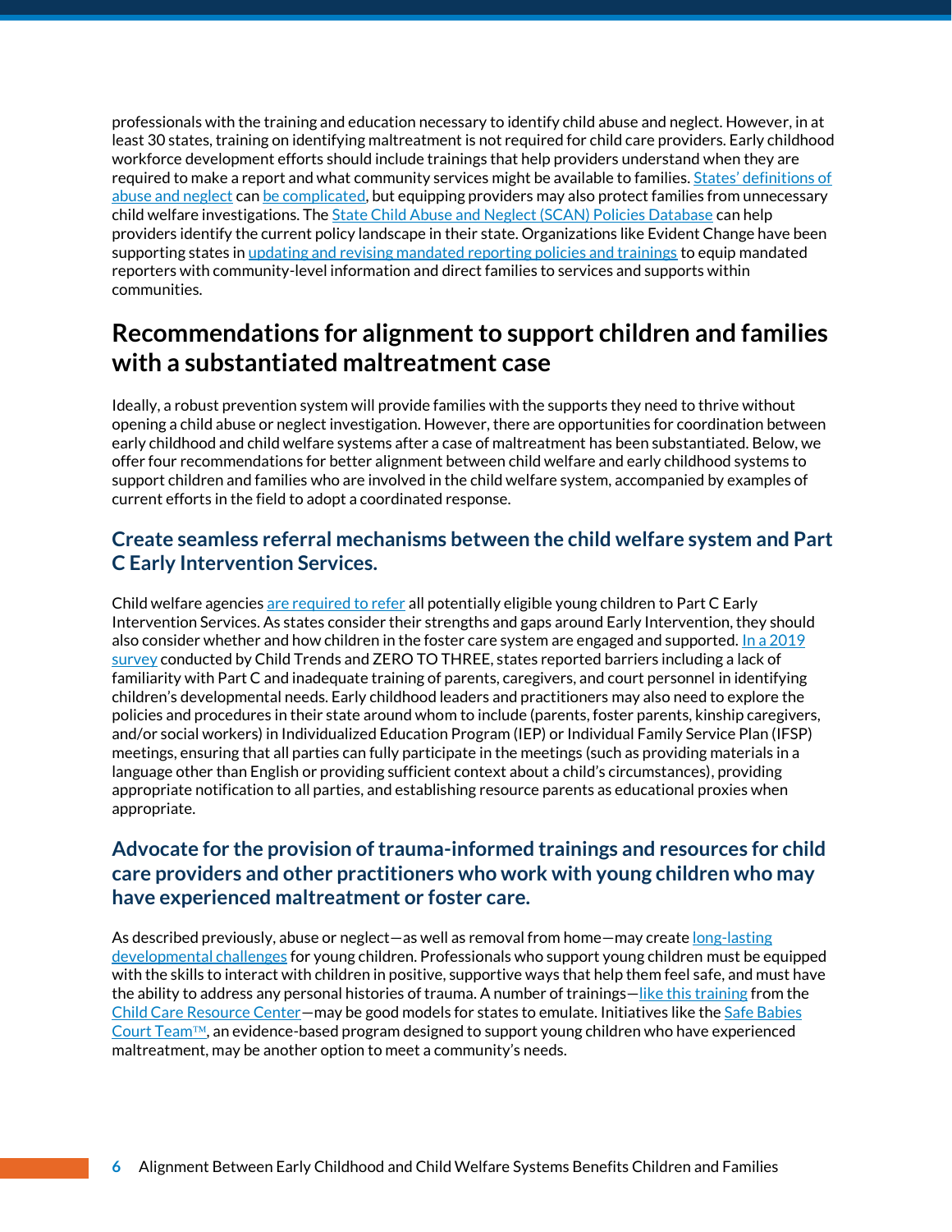professionals with the training and education necessary to identify child abuse and neglect. However, in at least 30 states, training on identifying maltreatment is not required for child care providers. Early childhood workforce development efforts should include trainings that help providers understand when they are required to make a report and what community services might be available to families. States' definitions of abuse and neglect can be complicated, but equipping providers may also protect families from unnecessary child welfare investigations. The State Child Abuse and Neglect (SCAN) Policies Database can help providers identify the current policy landscape in their state. Organizations like Evident Change have been supporting states in updating and revising mandated reporting policies and trainings to equip mandated reporters with community-level information and direct families to services and supports within communities.

## Recommendations for alignment to support children and families with a substantiated maltreatment case

Ideally, a robust prevention system will provide families with the supports they need to thrive without opening a child abuse or neglect investigation. However, there are opportunities for coordination between early childhood and child welfare systems after a case of maltreatment has been substantiated. Below, we offer four recommendations for better alignment between child welfare and early childhood systems to support children and families who are involved in the child welfare system, accompanied by examples of current efforts in the field to adopt a coordinated response.

### Create seamless referral mechanisms between the child welfare system and Part C Early Intervention Services.

Child welfare agencies are required to refer all potentially eligible young children to Part C Early Intervention Services. As states consider their strengths and gaps around Early Intervention, they should also consider whether and how children in the foster care system are engaged and supported. In a 2019 survey conducted by Child Trends and ZERO TO THREE, states reported barriers including a lack of familiarity with Part C and inadequate training of parents, caregivers, and court personnel in identifying children's developmental needs. Early childhood leaders and practitioners may also need to explore the policies and procedures in their state around whom to include (parents, foster parents, kinship caregivers, and/or social workers) in Individualized Education Program (IEP) or Individual Family Service Plan (IFSP) meetings, ensuring that all parties can fully participate in the meetings (such as providing materials in a language other than English or providing sufficient context about a child's circumstances), providing appropriate notification to all parties, and establishing resource parents as educational proxies when appropriate.

### Advocate for the provision of trauma-informed trainings and resources for child care providers and other practitioners who work with young children who may have experienced maltreatment or foster care.

As described previously, abuse or neglect—as well as removal from home—may create long-lasting developmental challenges for young children. Professionals who support young children must be equipped with the skills to interact with children in positive, supportive ways that help them feel safe, and must have the ability to address any personal histories of trauma. A number of trainings—like this training from the Child Care Resource Center—may be good models for states to emulate. Initiatives like the Safe Babies Court Team™, an evidence-based program designed to support young children who have experienced maltreatment, may be another option to meet a community's needs.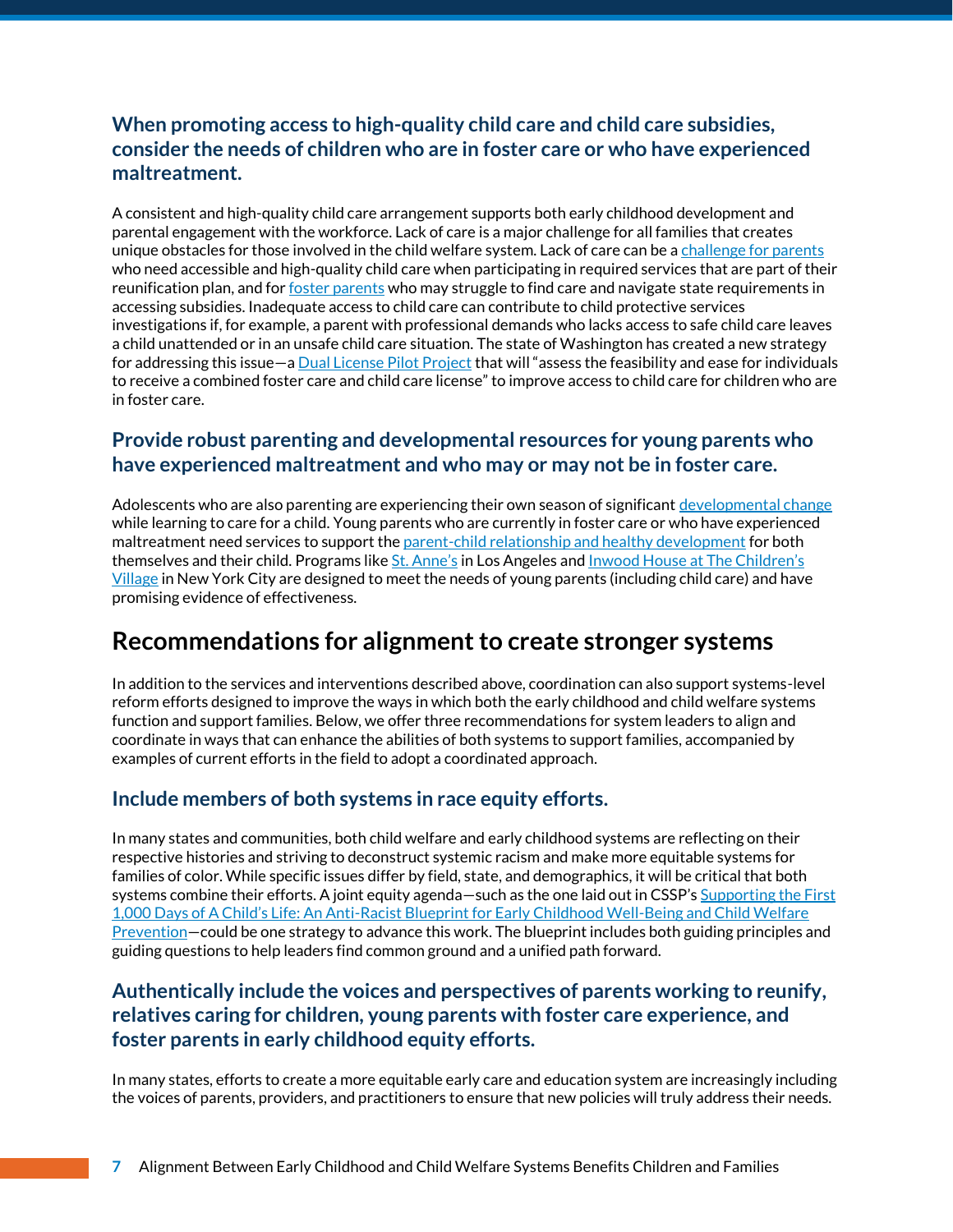### When promoting access to high-quality child care and child care subsidies, consider the needs of children who are in foster care or who have experienced maltreatment.

A consistent and high-quality child care arrangement supports both early childhood development and parental engagement with the workforce. Lack of care is a major challenge for all families that creates unique obstacles for those involved in the child welfare system. Lack of care can be a challenge for parents who need accessible and high-quality child care when participating in required services that are part of their reunification plan, and for foster parents who may struggle to find care and navigate state requirements in accessing subsidies. Inadequate access to child care can contribute to child protective services investigations if, for example, a parent with professional demands who lacks access to safe child care leaves a child unattended or in an unsafe child care situation. The state of Washington has created a new strategy for addressing this issue—a Dual License Pilot Project that will "assess the feasibility and ease for individuals to receive a combined foster care and child care license" to improve access to child care for children who are in foster care.

### Provide robust parenting and developmental resources for young parents who have experienced maltreatment and who may or may not be in foster care.

Adolescents who are also parenting are experiencing their own season of significant developmental change while learning to care for a child. Young parents who are currently in foster care or who have experienced maltreatment need services to support the parent-child relationship and healthy development for both themselves and their child. Programs like St. Anne's in Los Angeles and Inwood House at The Children's Village in New York City are designed to meet the needs of young parents (including child care) and have promising evidence of effectiveness.

## Recommendations for alignment to create stronger systems

In addition to the services and interventions described above, coordination can also support systems-level reform efforts designed to improve the ways in which both the early childhood and child welfare systems function and support families. Below, we offer three recommendations for system leaders to align and coordinate in ways that can enhance the abilities of both systems to support families, accompanied by examples of current efforts in the field to adopt a coordinated approach.

### Include members of both systems in race equity efforts.

In many states and communities, both child welfare and early childhood systems are reflecting on their respective histories and striving to deconstruct systemic racism and make more equitable systems for families of color. While specific issues differ by field, state, and demographics, it will be critical that both systems combine their efforts. A joint equity agenda—such as the one laid out in CSSP's Supporting the First 1,000 Days of A Child's Life: An Anti-Racist Blueprint for Early Childhood Well-Being and Child Welfare Prevention—could be one strategy to advance this work. The blueprint includes both guiding principles and guiding questions to help leaders find common ground and a unified path forward.

### Authentically include the voices and perspectives of parents working to reunify, relatives caring for children, young parents with foster care experience, and foster parents in early childhood equity efforts.

In many states, efforts to create a more equitable early care and education system are increasingly including the voices of parents, providers, and practitioners to ensure that new policies will truly address their needs.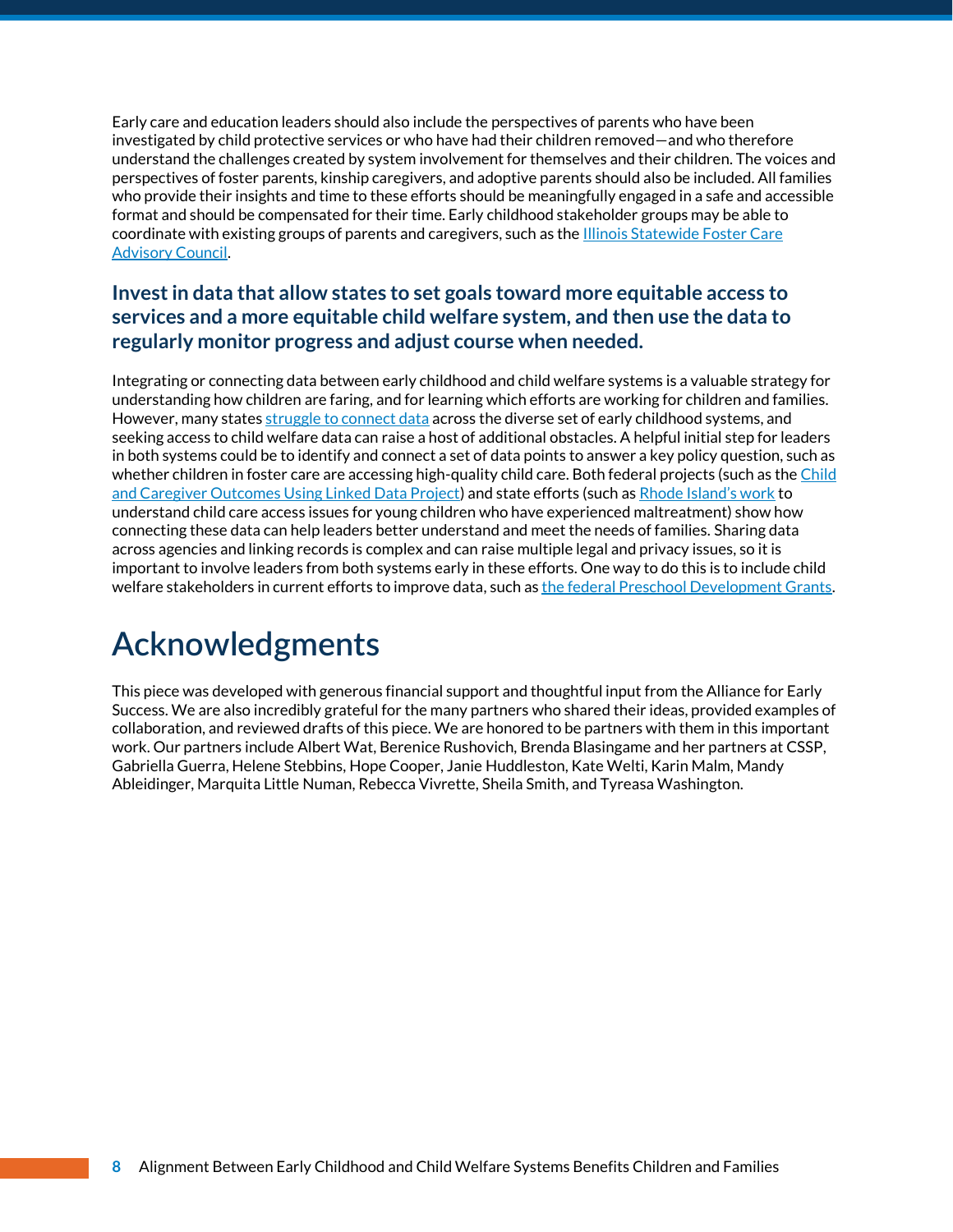Early care and education leaders should also include the perspectives of parents who have been investigated by child protective services or who have had their children removed—and who therefore understand the challenges created by system involvement for themselves and their children. The voices and perspectives of foster parents, kinship caregivers, and adoptive parents should also be included. All families who provide their insights and time to these efforts should be meaningfully engaged in a safe and accessible format and should be compensated for their time. Early childhood stakeholder groups may be able to coordinate with existing groups of parents and caregivers, such as the Illinois Statewide Foster Care Advisory Council.

### Invest in data that allow states to set goals toward more equitable access to services and a more equitable child welfare system, and then use the data to regularly monitor progress and adjust course when needed.

Integrating or connecting data between early childhood and child welfare systems is a valuable strategy for understanding how children are faring, and for learning which efforts are working for children and families. However, many states struggle to connect data across the diverse set of early childhood systems, and seeking access to child welfare data can raise a host of additional obstacles. A helpful initial step for leaders in both systems could be to identify and connect a set of data points to answer a key policy question, such as whether children in foster care are accessing high-quality child care. Both federal projects (such as the Child and Caregiver Outcomes Using Linked Data Project) and state efforts (such as Rhode Island's work to understand child care access issues for young children who have experienced maltreatment) show how connecting these data can help leaders better understand and meet the needs of families. Sharing data across agencies and linking records is complex and can raise multiple legal and privacy issues, so it is important to involve leaders from both systems early in these efforts. One way to do this is to include child welfare stakeholders in current efforts to improve data, such as the federal Preschool Development Grants.

# Acknowledgments

This piece was developed with generous financial support and thoughtful input from the Alliance for Early Success. We are also incredibly grateful for the many partners who shared their ideas, provided examples of collaboration, and reviewed drafts of this piece. We are honored to be partners with them in this important work. Our partners include Albert Wat, Berenice Rushovich, Brenda Blasingame and her partners at CSSP, Gabriella Guerra, Helene Stebbins, Hope Cooper, Janie Huddleston, Kate Welti, Karin Malm, Mandy Ableidinger, Marquita Little Numan, Rebecca Vivrette, Sheila Smith, and Tyreasa Washington.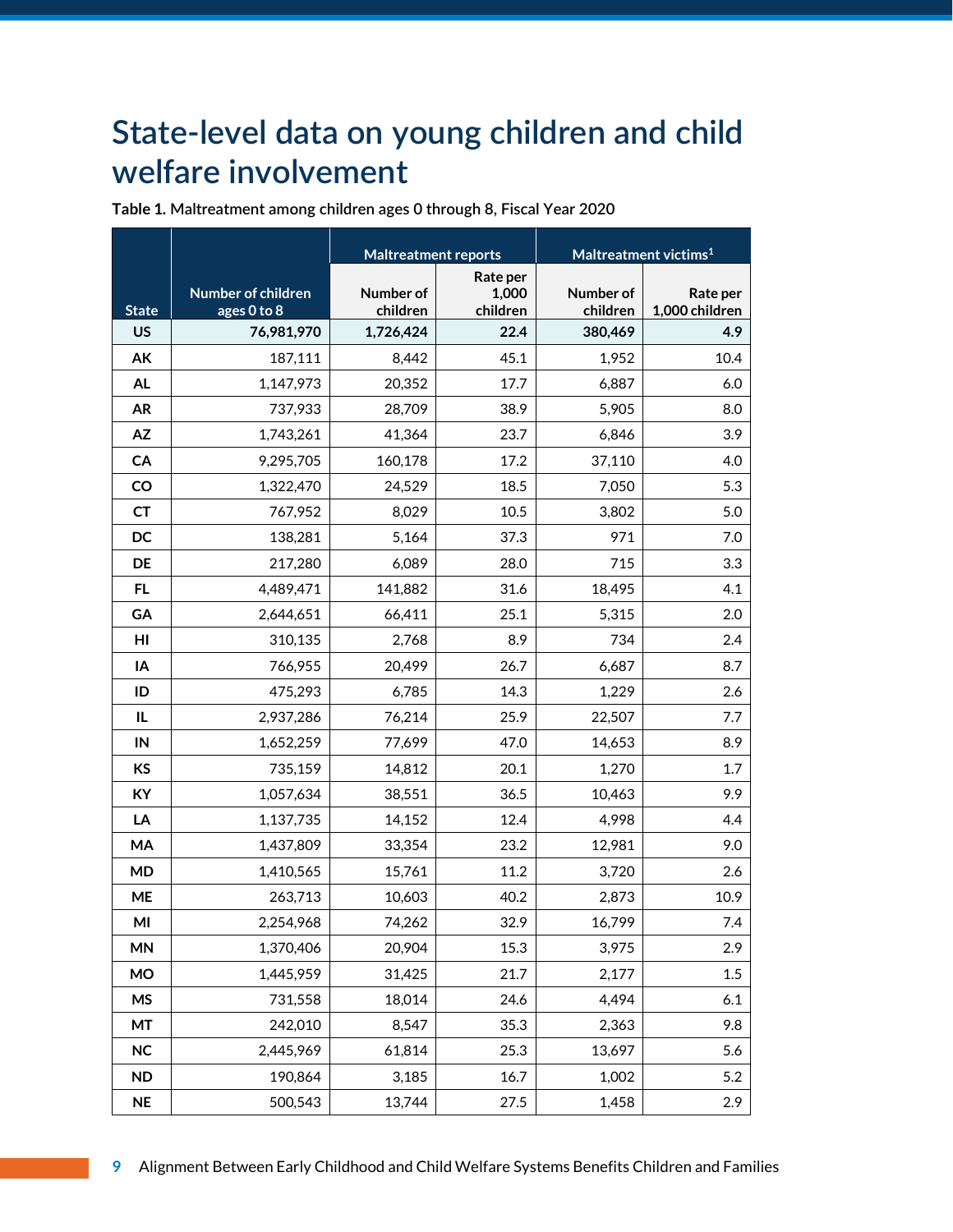# State-level data on young children and child welfare involvement

**Table 1.** Maltreatment among children ages 0 through 8, Fiscal Year 2020

| State | Number of children ages 0 to 8 | Maltreatment reports | | Maltreatment victims[1] | |
|---|---|---|---|---|---|
| | | Number of children | Rate per 1,000 children | Number of children | Rate per 1,000 children |
| **US** | **76,981,970** | **1,726,424** | **22.4** | **380,469** | **4.9** |
| AK | 187,111 | 8,442 | 45.1 | 1,952 | 10.4 |
| AL | 1,147,973 | 20,352 | 17.7 | 6,887 | 6.0 |
| AR | 737,933 | 28,709 | 38.9 | 5,905 | 8.0 |
| AZ | 1,743,261 | 41,364 | 23.7 | 6,846 | 3.9 |
| CA | 9,295,705 | 160,178 | 17.2 | 37,110 | 4.0 |
| CO | 1,322,470 | 24,529 | 18.5 | 7,050 | 5.3 |
| CT | 767,952 | 8,029 | 10.5 | 3,802 | 5.0 |
| DC | 138,281 | 5,164 | 37.3 | 971 | 7.0 |
| DE | 217,280 | 6,089 | 28.0 | 715 | 3.3 |
| FL | 4,489,471 | 141,882 | 31.6 | 18,495 | 4.1 |
| GA | 2,644,651 | 66,411 | 25.1 | 5,315 | 2.0 |
| HI | 310,135 | 2,768 | 8.9 | 734 | 2.4 |
| IA | 766,955 | 20,499 | 26.7 | 6,687 | 8.7 |
| ID | 475,293 | 6,785 | 14.3 | 1,229 | 2.6 |
| IL | 2,937,286 | 76,214 | 25.9 | 22,507 | 7.7 |
| IN | 1,652,259 | 77,699 | 47.0 | 14,653 | 8.9 |
| KS | 735,159 | 14,812 | 20.1 | 1,270 | 1.7 |
| KY | 1,057,634 | 38,551 | 36.5 | 10,463 | 9.9 |
| LA | 1,137,735 | 14,152 | 12.4 | 4,998 | 4.4 |
| MA | 1,437,809 | 33,354 | 23.2 | 12,981 | 9.0 |
| MD | 1,410,565 | 15,761 | 11.2 | 3,720 | 2.6 |
| ME | 263,713 | 10,603 | 40.2 | 2,873 | 10.9 |
| MI | 2,254,968 | 74,262 | 32.9 | 16,799 | 7.4 |
| MN | 1,370,406 | 20,904 | 15.3 | 3,975 | 2.9 |
| MO | 1,445,959 | 31,425 | 21.7 | 2,177 | 1.5 |
| MS | 731,558 | 18,014 | 24.6 | 4,494 | 6.1 |
| MT | 242,010 | 8,547 | 35.3 | 2,363 | 9.8 |
| NC | 2,445,969 | 61,814 | 25.3 | 13,697 | 5.6 |
| ND | 190,864 | 3,185 | 16.7 | 1,002 | 5.2 |
| NE | 500,543 | 13,744 | 27.5 | 1,458 | 2.9 |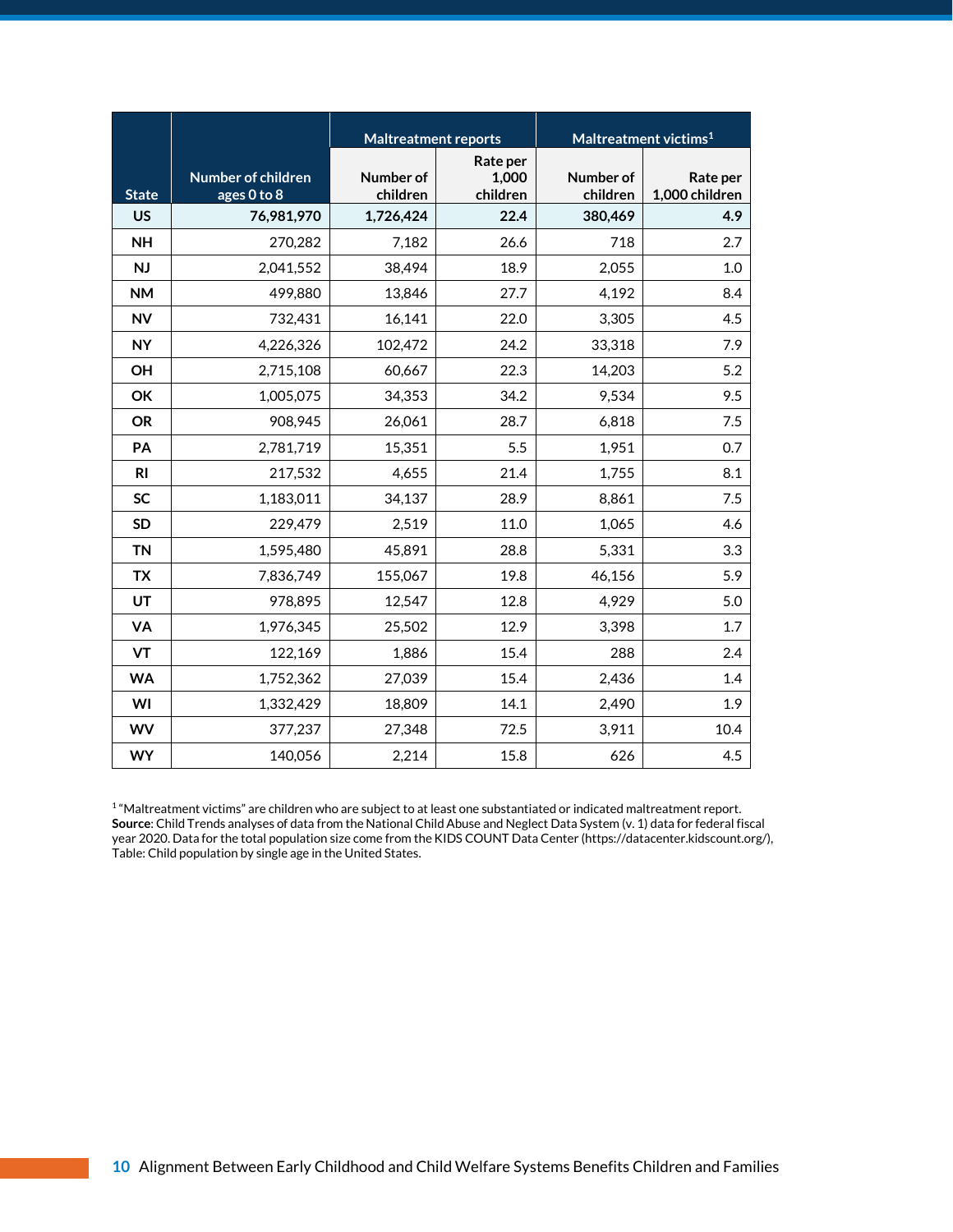| State | Number of children ages 0 to 8 | Maltreatment reports | | Maltreatment victims[1] | |
|---|---|---|---|---|---|
| | | Number of children | Rate per 1,000 children | Number of children | Rate per 1,000 children |
| **US** | **76,981,970** | **1,726,424** | **22.4** | **380,469** | **4.9** |
| **NH** | 270,282 | 7,182 | 26.6 | 718 | 2.7 |
| **NJ** | 2,041,552 | 38,494 | 18.9 | 2,055 | 1.0 |
| **NM** | 499,880 | 13,846 | 27.7 | 4,192 | 8.4 |
| **NV** | 732,431 | 16,141 | 22.0 | 3,305 | 4.5 |
| **NY** | 4,226,326 | 102,472 | 24.2 | 33,318 | 7.9 |
| **OH** | 2,715,108 | 60,667 | 22.3 | 14,203 | 5.2 |
| **OK** | 1,005,075 | 34,353 | 34.2 | 9,534 | 9.5 |
| **OR** | 908,945 | 26,061 | 28.7 | 6,818 | 7.5 |
| **PA** | 2,781,719 | 15,351 | 5.5 | 1,951 | 0.7 |
| **RI** | 217,532 | 4,655 | 21.4 | 1,755 | 8.1 |
| **SC** | 1,183,011 | 34,137 | 28.9 | 8,861 | 7.5 |
| **SD** | 229,479 | 2,519 | 11.0 | 1,065 | 4.6 |
| **TN** | 1,595,480 | 45,891 | 28.8 | 5,331 | 3.3 |
| **TX** | 7,836,749 | 155,067 | 19.8 | 46,156 | 5.9 |
| **UT** | 978,895 | 12,547 | 12.8 | 4,929 | 5.0 |
| **VA** | 1,976,345 | 25,502 | 12.9 | 3,398 | 1.7 |
| **VT** | 122,169 | 1,886 | 15.4 | 288 | 2.4 |
| **WA** | 1,752,362 | 27,039 | 15.4 | 2,436 | 1.4 |
| **WI** | 1,332,429 | 18,809 | 14.1 | 2,490 | 1.9 |
| **WV** | 377,237 | 27,348 | 72.5 | 3,911 | 10.4 |
| **WY** | 140,056 | 2,214 | 15.8 | 626 | 4.5 |

[1] "Maltreatment victims" are children who are subject to at least one substantiated or indicated maltreatment report.
**Source**: Child Trends analyses of data from the National Child Abuse and Neglect Data System (v. 1) data for federal fiscal year 2020. Data for the total population size come from the KIDS COUNT Data Center (https://datacenter.kidscount.org/), Table: Child population by single age in the United States.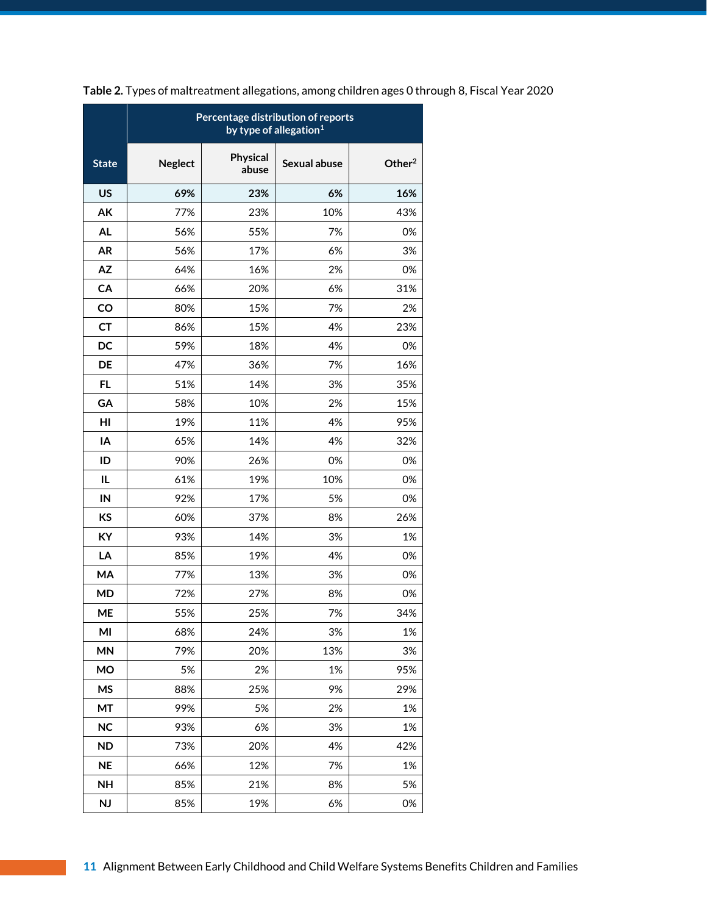**Table 2.** Types of maltreatment allegations, among children ages 0 through 8, Fiscal Year 2020

| State | Percentage distribution of reports by type of allegation[1] | | | |
|---|---|---|---|---|
| | Neglect | Physical abuse | Sexual abuse | Other[2] |
| **US** | **69%** | **23%** | **6%** | **16%** |
| **AK** | 77% | 23% | 10% | 43% |
| **AL** | 56% | 55% | 7% | 0% |
| **AR** | 56% | 17% | 6% | 3% |
| **AZ** | 64% | 16% | 2% | 0% |
| **CA** | 66% | 20% | 6% | 31% |
| **CO** | 80% | 15% | 7% | 2% |
| **CT** | 86% | 15% | 4% | 23% |
| **DC** | 59% | 18% | 4% | 0% |
| **DE** | 47% | 36% | 7% | 16% |
| **FL** | 51% | 14% | 3% | 35% |
| **GA** | 58% | 10% | 2% | 15% |
| **HI** | 19% | 11% | 4% | 95% |
| **IA** | 65% | 14% | 4% | 32% |
| **ID** | 90% | 26% | 0% | 0% |
| **IL** | 61% | 19% | 10% | 0% |
| **IN** | 92% | 17% | 5% | 0% |
| **KS** | 60% | 37% | 8% | 26% |
| **KY** | 93% | 14% | 3% | 1% |
| **LA** | 85% | 19% | 4% | 0% |
| **MA** | 77% | 13% | 3% | 0% |
| **MD** | 72% | 27% | 8% | 0% |
| **ME** | 55% | 25% | 7% | 34% |
| **MI** | 68% | 24% | 3% | 1% |
| **MN** | 79% | 20% | 13% | 3% |
| **MO** | 5% | 2% | 1% | 95% |
| **MS** | 88% | 25% | 9% | 29% |
| **MT** | 99% | 5% | 2% | 1% |
| **NC** | 93% | 6% | 3% | 1% |
| **ND** | 73% | 20% | 4% | 42% |
| **NE** | 66% | 12% | 7% | 1% |
| **NH** | 85% | 21% | 8% | 5% |
| **NJ** | 85% | 19% | 6% | 0% |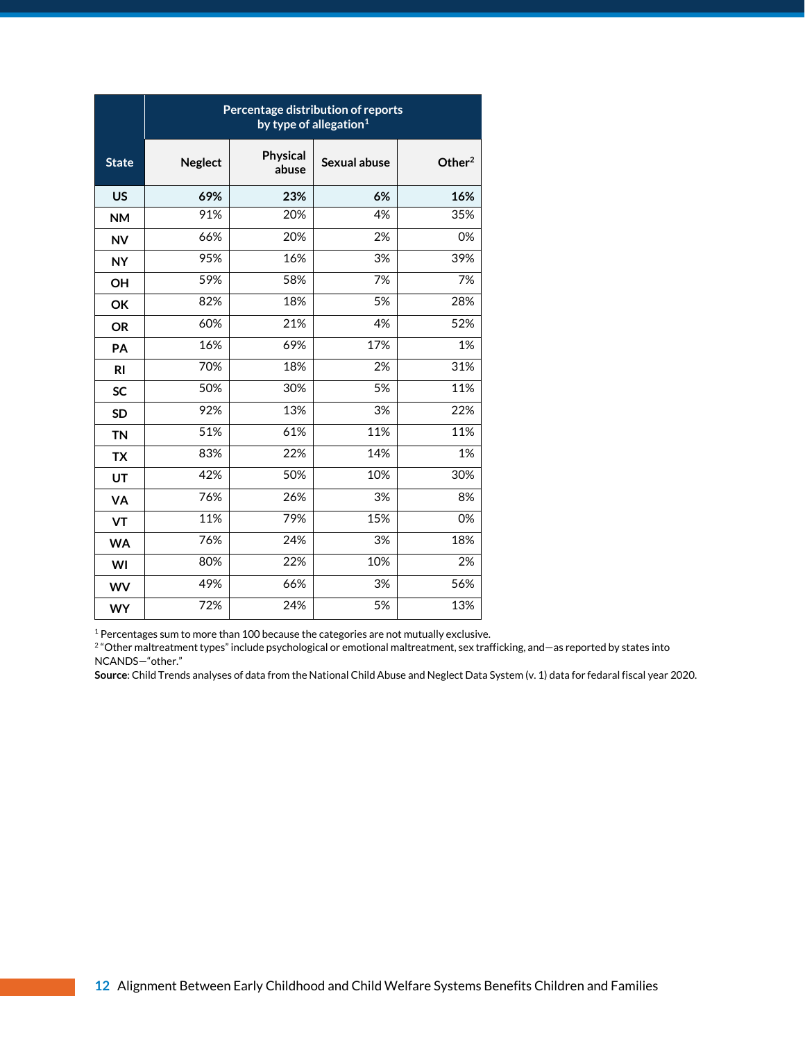| State | Percentage distribution of reports by type of allegation[1] | | | |
|---|---|---|---|---|
| | Neglect | Physical abuse | Sexual abuse | Other[2] |
| **US** | **69%** | **23%** | **6%** | **16%** |
| NM | 91% | 20% | 4% | 35% |
| NV | 66% | 20% | 2% | 0% |
| NY | 95% | 16% | 3% | 39% |
| OH | 59% | 58% | 7% | 7% |
| OK | 82% | 18% | 5% | 28% |
| OR | 60% | 21% | 4% | 52% |
| PA | 16% | 69% | 17% | 1% |
| RI | 70% | 18% | 2% | 31% |
| SC | 50% | 30% | 5% | 11% |
| SD | 92% | 13% | 3% | 22% |
| TN | 51% | 61% | 11% | 11% |
| TX | 83% | 22% | 14% | 1% |
| UT | 42% | 50% | 10% | 30% |
| VA | 76% | 26% | 3% | 8% |
| VT | 11% | 79% | 15% | 0% |
| WA | 76% | 24% | 3% | 18% |
| WI | 80% | 22% | 10% | 2% |
| WV | 49% | 66% | 3% | 56% |
| WY | 72% | 24% | 5% | 13% |

[1] Percentages sum to more than 100 because the categories are not mutually exclusive.
[2] "Other maltreatment types" include psychological or emotional maltreatment, sex trafficking, and—as reported by states into NCANDS—"other."
**Source**: Child Trends analyses of data from the National Child Abuse and Neglect Data System (v. 1) data for fedaral fiscal year 2020.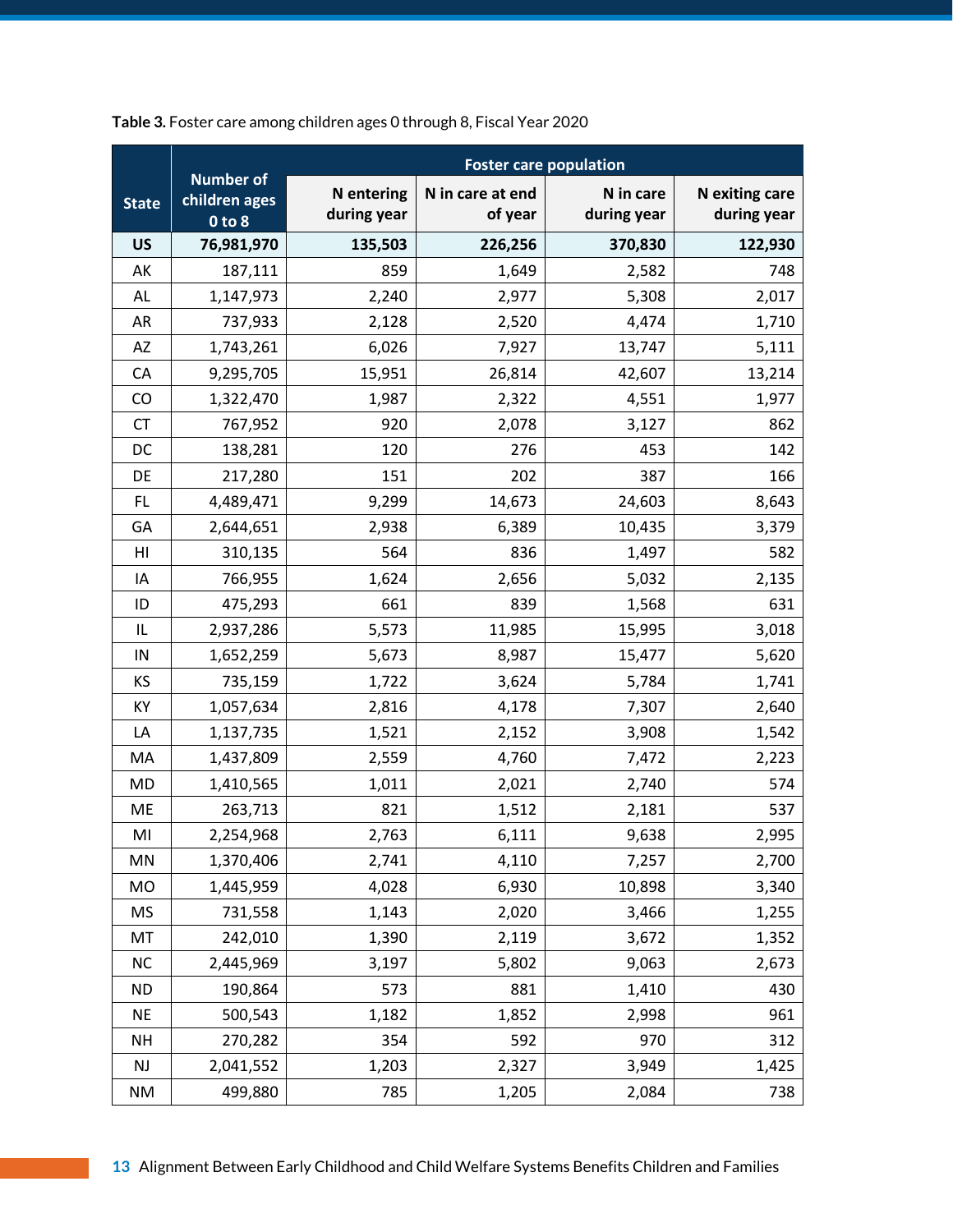**Table 3.** Foster care among children ages 0 through 8, Fiscal Year 2020

| State | Number of children ages 0 to 8 | Foster care population | | | |
|---|---|---|---|---|---|
| | | N entering during year | N in care at end of year | N in care during year | N exiting care during year |
| **US** | **76,981,970** | **135,503** | **226,256** | **370,830** | **122,930** |
| AK | 187,111 | 859 | 1,649 | 2,582 | 748 |
| AL | 1,147,973 | 2,240 | 2,977 | 5,308 | 2,017 |
| AR | 737,933 | 2,128 | 2,520 | 4,474 | 1,710 |
| AZ | 1,743,261 | 6,026 | 7,927 | 13,747 | 5,111 |
| CA | 9,295,705 | 15,951 | 26,814 | 42,607 | 13,214 |
| CO | 1,322,470 | 1,987 | 2,322 | 4,551 | 1,977 |
| CT | 767,952 | 920 | 2,078 | 3,127 | 862 |
| DC | 138,281 | 120 | 276 | 453 | 142 |
| DE | 217,280 | 151 | 202 | 387 | 166 |
| FL | 4,489,471 | 9,299 | 14,673 | 24,603 | 8,643 |
| GA | 2,644,651 | 2,938 | 6,389 | 10,435 | 3,379 |
| HI | 310,135 | 564 | 836 | 1,497 | 582 |
| IA | 766,955 | 1,624 | 2,656 | 5,032 | 2,135 |
| ID | 475,293 | 661 | 839 | 1,568 | 631 |
| IL | 2,937,286 | 5,573 | 11,985 | 15,995 | 3,018 |
| IN | 1,652,259 | 5,673 | 8,987 | 15,477 | 5,620 |
| KS | 735,159 | 1,722 | 3,624 | 5,784 | 1,741 |
| KY | 1,057,634 | 2,816 | 4,178 | 7,307 | 2,640 |
| LA | 1,137,735 | 1,521 | 2,152 | 3,908 | 1,542 |
| MA | 1,437,809 | 2,559 | 4,760 | 7,472 | 2,223 |
| MD | 1,410,565 | 1,011 | 2,021 | 2,740 | 574 |
| ME | 263,713 | 821 | 1,512 | 2,181 | 537 |
| MI | 2,254,968 | 2,763 | 6,111 | 9,638 | 2,995 |
| MN | 1,370,406 | 2,741 | 4,110 | 7,257 | 2,700 |
| MO | 1,445,959 | 4,028 | 6,930 | 10,898 | 3,340 |
| MS | 731,558 | 1,143 | 2,020 | 3,466 | 1,255 |
| MT | 242,010 | 1,390 | 2,119 | 3,672 | 1,352 |
| NC | 2,445,969 | 3,197 | 5,802 | 9,063 | 2,673 |
| ND | 190,864 | 573 | 881 | 1,410 | 430 |
| NE | 500,543 | 1,182 | 1,852 | 2,998 | 961 |
| NH | 270,282 | 354 | 592 | 970 | 312 |
| NJ | 2,041,552 | 1,203 | 2,327 | 3,949 | 1,425 |
| NM | 499,880 | 785 | 1,205 | 2,084 | 738 |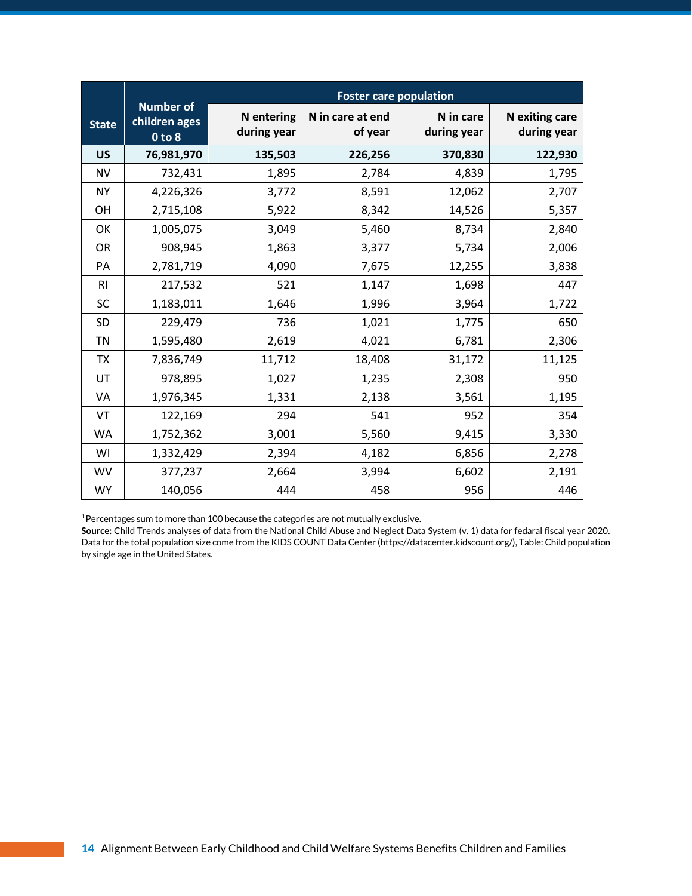| State | Number of children ages 0 to 8 | Foster care population | | | |
|---|---|---|---|---|---|
| | | N entering during year | N in care at end of year | N in care during year | N exiting care during year |
| **US** | **76,981,970** | **135,503** | **226,256** | **370,830** | **122,930** |
| NV | 732,431 | 1,895 | 2,784 | 4,839 | 1,795 |
| NY | 4,226,326 | 3,772 | 8,591 | 12,062 | 2,707 |
| OH | 2,715,108 | 5,922 | 8,342 | 14,526 | 5,357 |
| OK | 1,005,075 | 3,049 | 5,460 | 8,734 | 2,840 |
| OR | 908,945 | 1,863 | 3,377 | 5,734 | 2,006 |
| PA | 2,781,719 | 4,090 | 7,675 | 12,255 | 3,838 |
| RI | 217,532 | 521 | 1,147 | 1,698 | 447 |
| SC | 1,183,011 | 1,646 | 1,996 | 3,964 | 1,722 |
| SD | 229,479 | 736 | 1,021 | 1,775 | 650 |
| TN | 1,595,480 | 2,619 | 4,021 | 6,781 | 2,306 |
| TX | 7,836,749 | 11,712 | 18,408 | 31,172 | 11,125 |
| UT | 978,895 | 1,027 | 1,235 | 2,308 | 950 |
| VA | 1,976,345 | 1,331 | 2,138 | 3,561 | 1,195 |
| VT | 122,169 | 294 | 541 | 952 | 354 |
| WA | 1,752,362 | 3,001 | 5,560 | 9,415 | 3,330 |
| WI | 1,332,429 | 2,394 | 4,182 | 6,856 | 2,278 |
| WV | 377,237 | 2,664 | 3,994 | 6,602 | 2,191 |
| WY | 140,056 | 444 | 458 | 956 | 446 |

[1] Percentages sum to more than 100 because the categories are not mutually exclusive.

**Source:** Child Trends analyses of data from the National Child Abuse and Neglect Data System (v. 1) data for fedaral fiscal year 2020. Data for the total population size come from the KIDS COUNT Data Center (https://datacenter.kidscount.org/), Table: Child population by single age in the United States.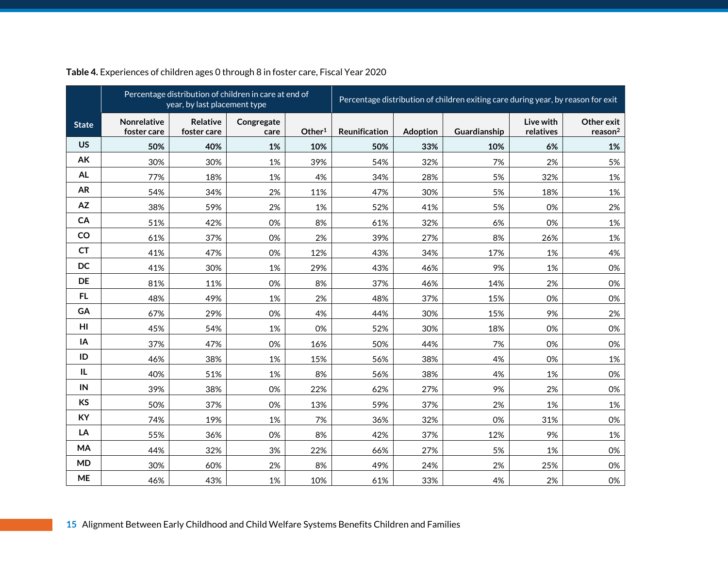**Table 4.** Experiences of children ages 0 through 8 in foster care, Fiscal Year 2020

| State | Percentage distribution of children in care at end of year, by last placement type | | | | Percentage distribution of children exiting care during year, by reason for exit | | | | |
|---|---|---|---|---|---|---|---|---|---|
| | Nonrelative foster care | Relative foster care | Congregate care | Other[1] | Reunification | Adoption | Guardianship | Live with relatives | Other exit reason[2] |
| **US** | **50%** | **40%** | **1%** | **10%** | **50%** | **33%** | **10%** | **6%** | **1%** |
| **AK** | 30% | 30% | 1% | 39% | 54% | 32% | 7% | 2% | 5% |
| **AL** | 77% | 18% | 1% | 4% | 34% | 28% | 5% | 32% | 1% |
| **AR** | 54% | 34% | 2% | 11% | 47% | 30% | 5% | 18% | 1% |
| **AZ** | 38% | 59% | 2% | 1% | 52% | 41% | 5% | 0% | 2% |
| **CA** | 51% | 42% | 0% | 8% | 61% | 32% | 6% | 0% | 1% |
| **CO** | 61% | 37% | 0% | 2% | 39% | 27% | 8% | 26% | 1% |
| **CT** | 41% | 47% | 0% | 12% | 43% | 34% | 17% | 1% | 4% |
| **DC** | 41% | 30% | 1% | 29% | 43% | 46% | 9% | 1% | 0% |
| **DE** | 81% | 11% | 0% | 8% | 37% | 46% | 14% | 2% | 0% |
| **FL** | 48% | 49% | 1% | 2% | 48% | 37% | 15% | 0% | 0% |
| **GA** | 67% | 29% | 0% | 4% | 44% | 30% | 15% | 9% | 2% |
| **HI** | 45% | 54% | 1% | 0% | 52% | 30% | 18% | 0% | 0% |
| **IA** | 37% | 47% | 0% | 16% | 50% | 44% | 7% | 0% | 0% |
| **ID** | 46% | 38% | 1% | 15% | 56% | 38% | 4% | 0% | 1% |
| **IL** | 40% | 51% | 1% | 8% | 56% | 38% | 4% | 1% | 0% |
| **IN** | 39% | 38% | 0% | 22% | 62% | 27% | 9% | 2% | 0% |
| **KS** | 50% | 37% | 0% | 13% | 59% | 37% | 2% | 1% | 1% |
| **KY** | 74% | 19% | 1% | 7% | 36% | 32% | 0% | 31% | 0% |
| **LA** | 55% | 36% | 0% | 8% | 42% | 37% | 12% | 9% | 1% |
| **MA** | 44% | 32% | 3% | 22% | 66% | 27% | 5% | 1% | 0% |
| **MD** | 30% | 60% | 2% | 8% | 49% | 24% | 2% | 25% | 0% |
| **ME** | 46% | 43% | 1% | 10% | 61% | 33% | 4% | 2% | 0% |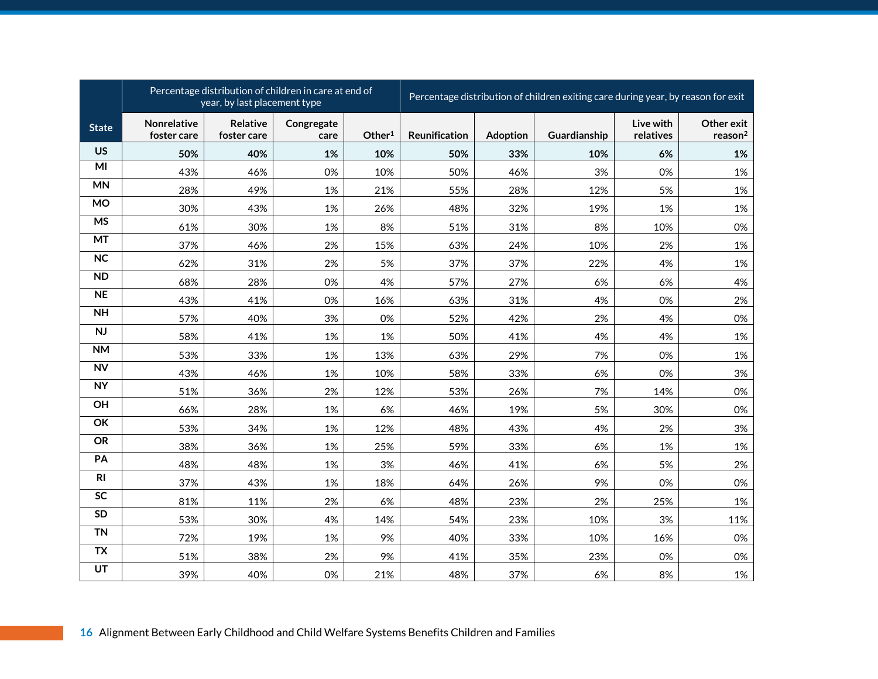| State | Percentage distribution of children in care at end of year, by last placement type | | | | Percentage distribution of children exiting care during year, by reason for exit | | | | |
|---|---|---|---|---|---|---|---|---|---|
| | Nonrelative foster care | Relative foster care | Congregate care | Other[1] | Reunification | Adoption | Guardianship | Live with relatives | Other exit reason[2] |
| **US** | **50%** | **40%** | **1%** | **10%** | **50%** | **33%** | **10%** | **6%** | **1%** |
| MI | 43% | 46% | 0% | 10% | 50% | 46% | 3% | 0% | 1% |
| MN | 28% | 49% | 1% | 21% | 55% | 28% | 12% | 5% | 1% |
| MO | 30% | 43% | 1% | 26% | 48% | 32% | 19% | 1% | 1% |
| MS | 61% | 30% | 1% | 8% | 51% | 31% | 8% | 10% | 0% |
| MT | 37% | 46% | 2% | 15% | 63% | 24% | 10% | 2% | 1% |
| NC | 62% | 31% | 2% | 5% | 37% | 37% | 22% | 4% | 1% |
| ND | 68% | 28% | 0% | 4% | 57% | 27% | 6% | 6% | 4% |
| NE | 43% | 41% | 0% | 16% | 63% | 31% | 4% | 0% | 2% |
| NH | 57% | 40% | 3% | 0% | 52% | 42% | 2% | 4% | 0% |
| NJ | 58% | 41% | 1% | 1% | 50% | 41% | 4% | 4% | 1% |
| NM | 53% | 33% | 1% | 13% | 63% | 29% | 7% | 0% | 1% |
| NV | 43% | 46% | 1% | 10% | 58% | 33% | 6% | 0% | 3% |
| NY | 51% | 36% | 2% | 12% | 53% | 26% | 7% | 14% | 0% |
| OH | 66% | 28% | 1% | 6% | 46% | 19% | 5% | 30% | 0% |
| OK | 53% | 34% | 1% | 12% | 48% | 43% | 4% | 2% | 3% |
| OR | 38% | 36% | 1% | 25% | 59% | 33% | 6% | 1% | 1% |
| PA | 48% | 48% | 1% | 3% | 46% | 41% | 6% | 5% | 2% |
| RI | 37% | 43% | 1% | 18% | 64% | 26% | 9% | 0% | 0% |
| SC | 81% | 11% | 2% | 6% | 48% | 23% | 2% | 25% | 1% |
| SD | 53% | 30% | 4% | 14% | 54% | 23% | 10% | 3% | 11% |
| TN | 72% | 19% | 1% | 9% | 40% | 33% | 10% | 16% | 0% |
| TX | 51% | 38% | 2% | 9% | 41% | 35% | 23% | 0% | 0% |
| UT | 39% | 40% | 0% | 21% | 48% | 37% | 6% | 8% | 1% |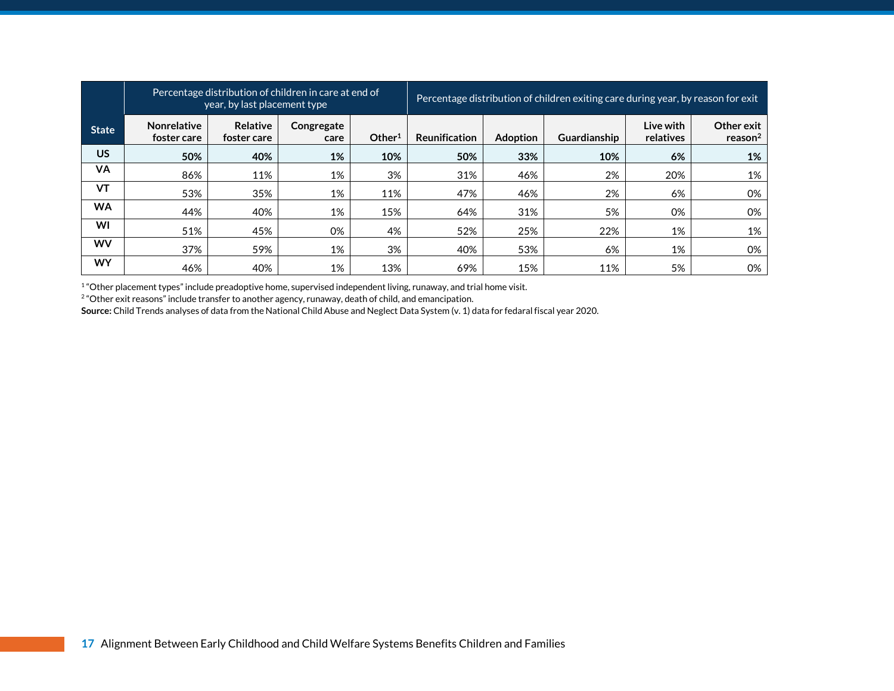| State | Percentage distribution of children in care at end of year, by last placement type | | | | Percentage distribution of children exiting care during year, by reason for exit | | | | |
|---|---|---|---|---|---|---|---|---|---|
| | Nonrelative foster care | Relative foster care | Congregate care | Other[1] | Reunification | Adoption | Guardianship | Live with relatives | Other exit reason[2] |
| **US** | **50%** | **40%** | **1%** | **10%** | **50%** | **33%** | **10%** | **6%** | **1%** |
| **VA** | 86% | 11% | 1% | 3% | 31% | 46% | 2% | 20% | 1% |
| **VT** | 53% | 35% | 1% | 11% | 47% | 46% | 2% | 6% | 0% |
| **WA** | 44% | 40% | 1% | 15% | 64% | 31% | 5% | 0% | 0% |
| **WI** | 51% | 45% | 0% | 4% | 52% | 25% | 22% | 1% | 1% |
| **WV** | 37% | 59% | 1% | 3% | 40% | 53% | 6% | 1% | 0% |
| **WY** | 46% | 40% | 1% | 13% | 69% | 15% | 11% | 5% | 0% |

[1] "Other placement types" include preadoptive home, supervised independent living, runaway, and trial home visit.
[2] "Other exit reasons" include transfer to another agency, runaway, death of child, and emancipation.
**Source:** Child Trends analyses of data from the National Child Abuse and Neglect Data System (v. 1) data for fedaral fiscal year 2020.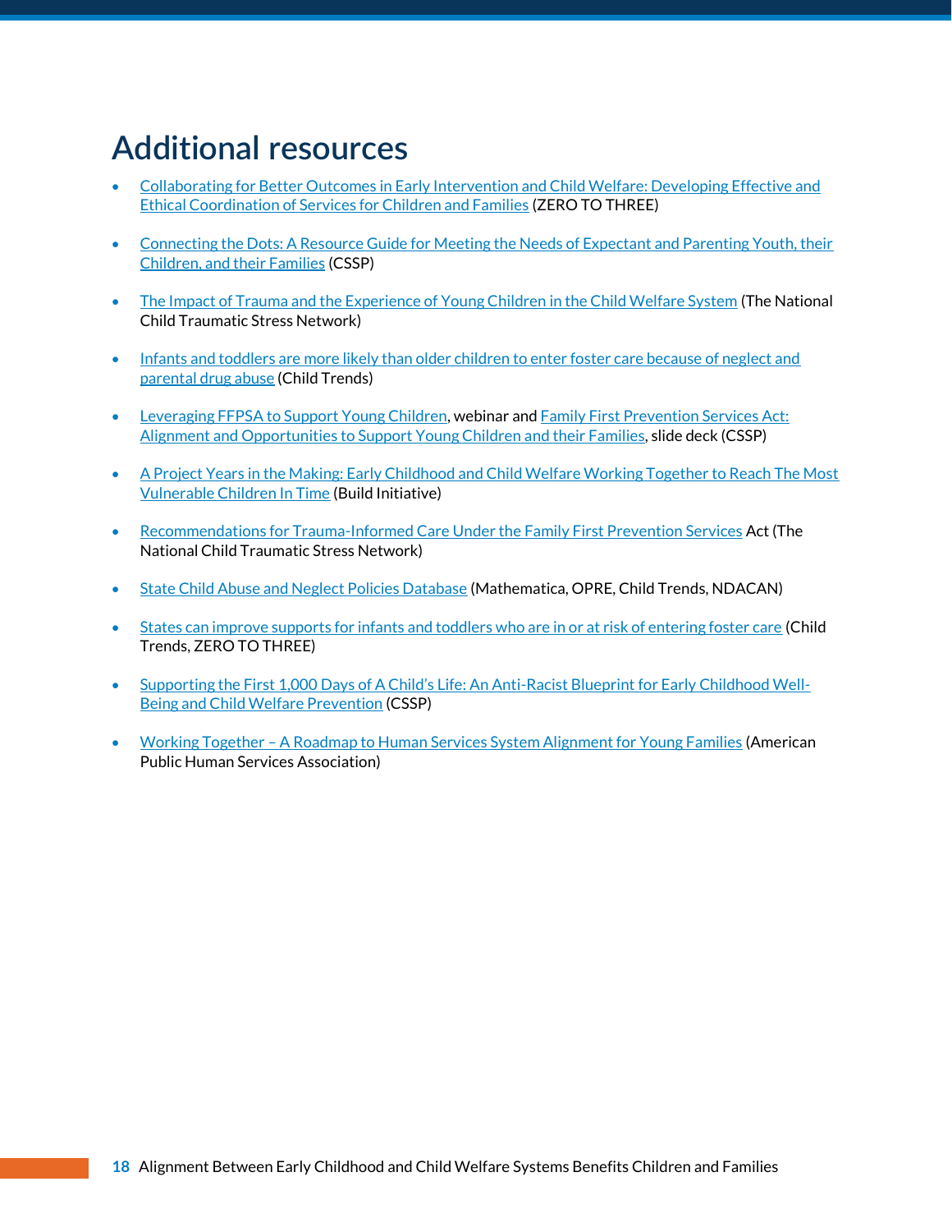# Additional resources

- Collaborating for Better Outcomes in Early Intervention and Child Welfare: Developing Effective and Ethical Coordination of Services for Children and Families (ZERO TO THREE)
- Connecting the Dots: A Resource Guide for Meeting the Needs of Expectant and Parenting Youth, their Children, and their Families (CSSP)
- The Impact of Trauma and the Experience of Young Children in the Child Welfare System (The National Child Traumatic Stress Network)
- Infants and toddlers are more likely than older children to enter foster care because of neglect and parental drug abuse (Child Trends)
- Leveraging FFPSA to Support Young Children, webinar and Family First Prevention Services Act: Alignment and Opportunities to Support Young Children and their Families, slide deck (CSSP)
- A Project Years in the Making: Early Childhood and Child Welfare Working Together to Reach The Most Vulnerable Children In Time (Build Initiative)
- Recommendations for Trauma-Informed Care Under the Family First Prevention Services Act (The National Child Traumatic Stress Network)
- State Child Abuse and Neglect Policies Database (Mathematica, OPRE, Child Trends, NDACAN)
- States can improve supports for infants and toddlers who are in or at risk of entering foster care (Child Trends, ZERO TO THREE)
- Supporting the First 1,000 Days of A Child's Life: An Anti-Racist Blueprint for Early Childhood Well-Being and Child Welfare Prevention (CSSP)
- Working Together – A Roadmap to Human Services System Alignment for Young Families (American Public Human Services Association)